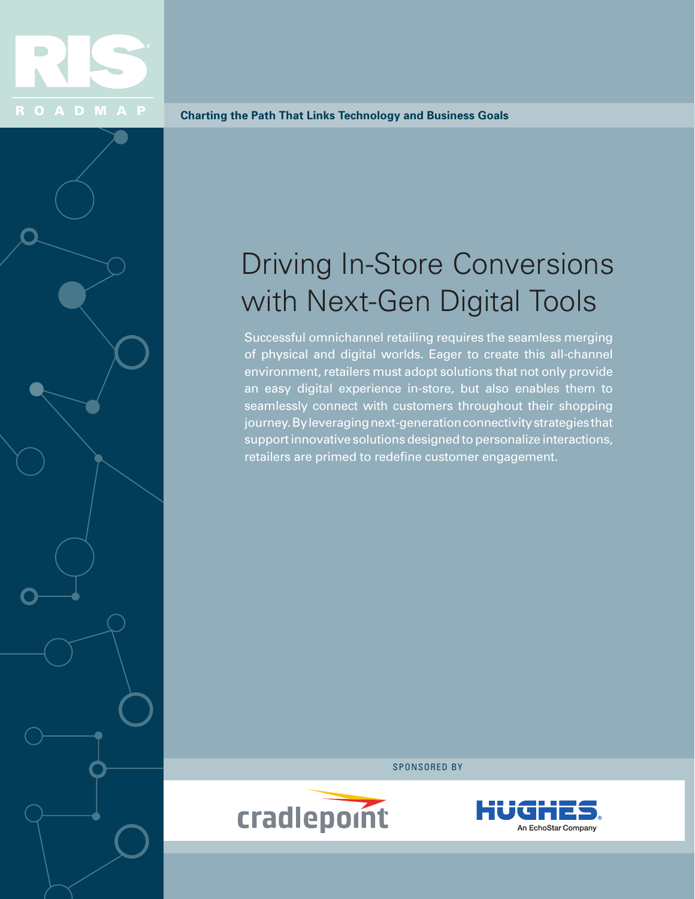RIS ROADMAP

**Charting the Path That Links Technology and Business Goals**

# Driving In-Store Conversions with Next-Gen Digital Tools

Successful omnichannel retailing requires the seamless merging of physical and digital worlds. Eager to create this all-channel environment, retailers must adopt solutions that not only provide an easy digital experience in-store, but also enables them to seamlessly connect with customers throughout their shopping journey. By leveraging next-generation connectivity strategies that support innovative solutions designed to personalize interactions, retailers are primed to redefine customer engagement.

SPONSORED BY

cradlepoint

HUGHES An EchoStar Company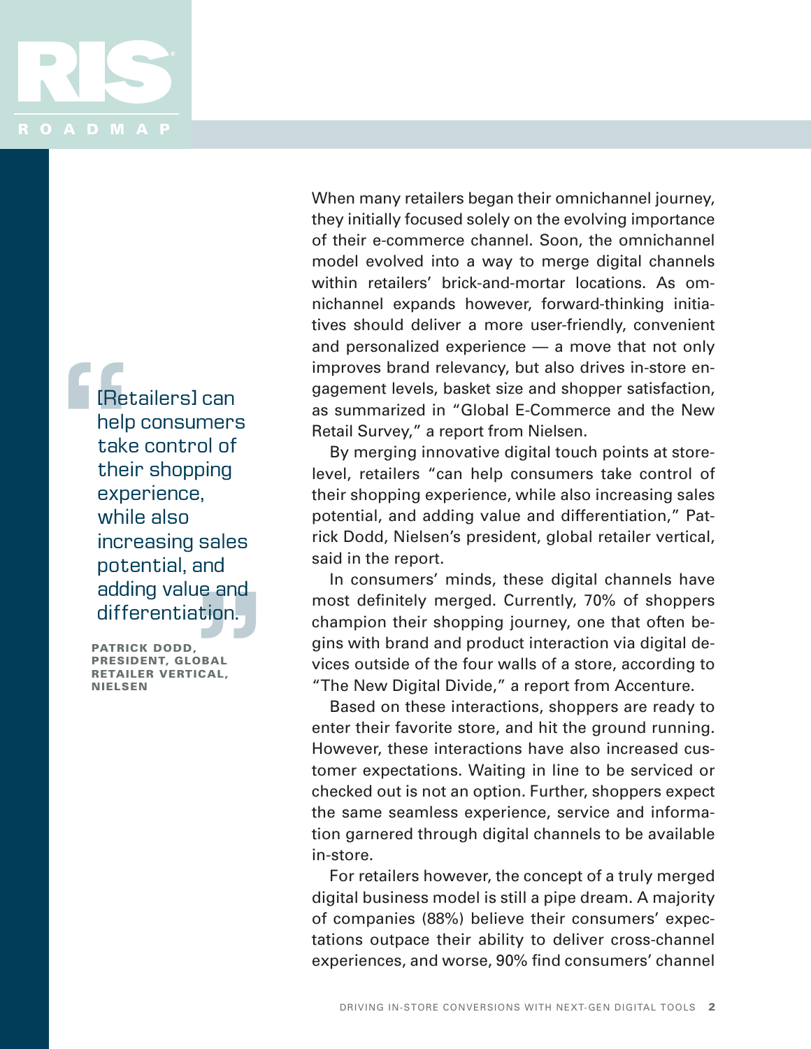> [Retailers] can help consumers take control of their shopping experience, while also increasing sales potential, and adding value and differentiation.
>
> **PATRICK DODD, PRESIDENT, GLOBAL RETAILER VERTICAL, NIELSEN**

When many retailers began their omnichannel journey, they initially focused solely on the evolving importance of their e-commerce channel. Soon, the omnichannel model evolved into a way to merge digital channels within retailers' brick-and-mortar locations. As omnichannel expands however, forward-thinking initiatives should deliver a more user-friendly, convenient and personalized experience — a move that not only improves brand relevancy, but also drives in-store engagement levels, basket size and shopper satisfaction, as summarized in "Global E-Commerce and the New Retail Survey," a report from Nielsen.

By merging innovative digital touch points at store-level, retailers "can help consumers take control of their shopping experience, while also increasing sales potential, and adding value and differentiation," Patrick Dodd, Nielsen's president, global retailer vertical, said in the report.

In consumers' minds, these digital channels have most definitely merged. Currently, 70% of shoppers champion their shopping journey, one that often begins with brand and product interaction via digital devices outside of the four walls of a store, according to "The New Digital Divide," a report from Accenture.

Based on these interactions, shoppers are ready to enter their favorite store, and hit the ground running. However, these interactions have also increased customer expectations. Waiting in line to be serviced or checked out is not an option. Further, shoppers expect the same seamless experience, service and information garnered through digital channels to be available in-store.

For retailers however, the concept of a truly merged digital business model is still a pipe dream. A majority of companies (88%) believe their consumers' expectations outpace their ability to deliver cross-channel experiences, and worse, 90% find consumers' channel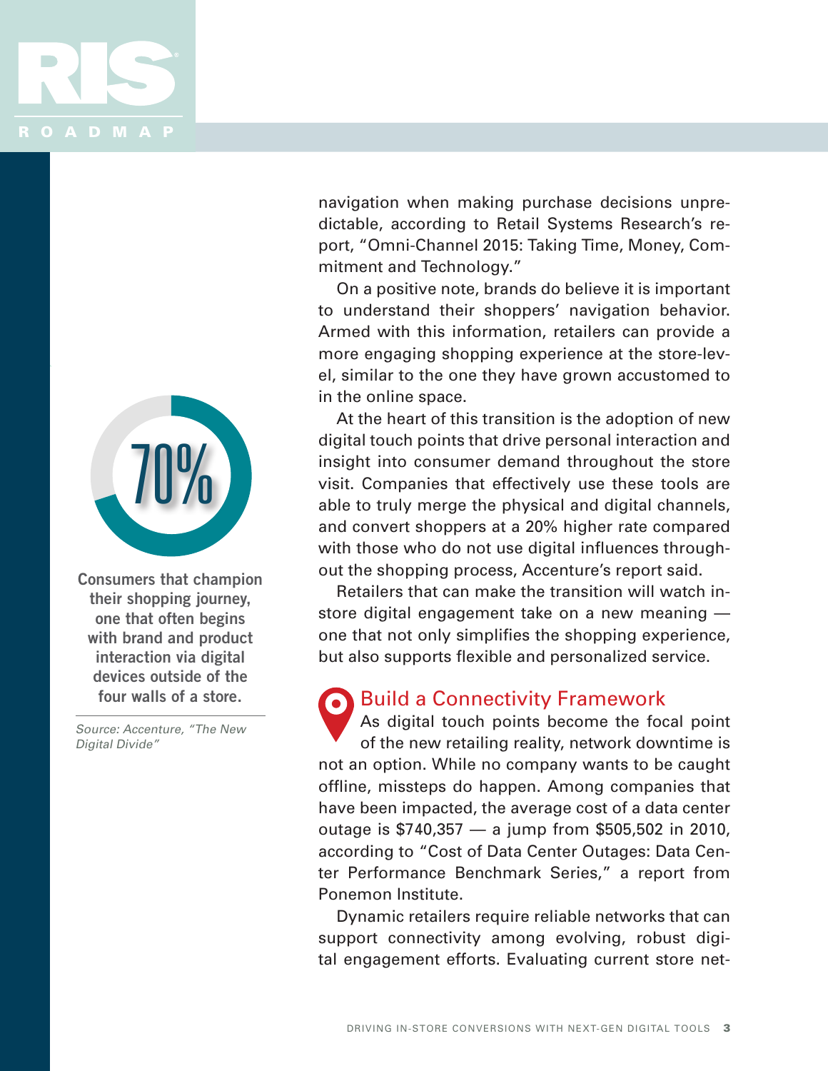navigation when making purchase decisions unpredictable, according to Retail Systems Research's report, "Omni-Channel 2015: Taking Time, Money, Commitment and Technology."

On a positive note, brands do believe it is important to understand their shoppers' navigation behavior. Armed with this information, retailers can provide a more engaging shopping experience at the store-level, similar to the one they have grown accustomed to in the online space.

At the heart of this transition is the adoption of new digital touch points that drive personal interaction and insight into consumer demand throughout the store visit. Companies that effectively use these tools are able to truly merge the physical and digital channels, and convert shoppers at a 20% higher rate compared with those who do not use digital influences throughout the shopping process, Accenture's report said.

Retailers that can make the transition will watch in-store digital engagement take on a new meaning — one that not only simplifies the shopping experience, but also supports flexible and personalized service.

**70%**

**Consumers that champion their shopping journey, one that often begins with brand and product interaction via digital devices outside of the four walls of a store.**

*Source: Accenture, "The New Digital Divide"*

## Build a Connectivity Framework

As digital touch points become the focal point of the new retailing reality, network downtime is not an option. While no company wants to be caught offline, missteps do happen. Among companies that have been impacted, the average cost of a data center outage is $740,357 — a jump from $505,502 in 2010, according to "Cost of Data Center Outages: Data Center Performance Benchmark Series," a report from Ponemon Institute.

Dynamic retailers require reliable networks that can support connectivity among evolving, robust digital engagement efforts. Evaluating current store net-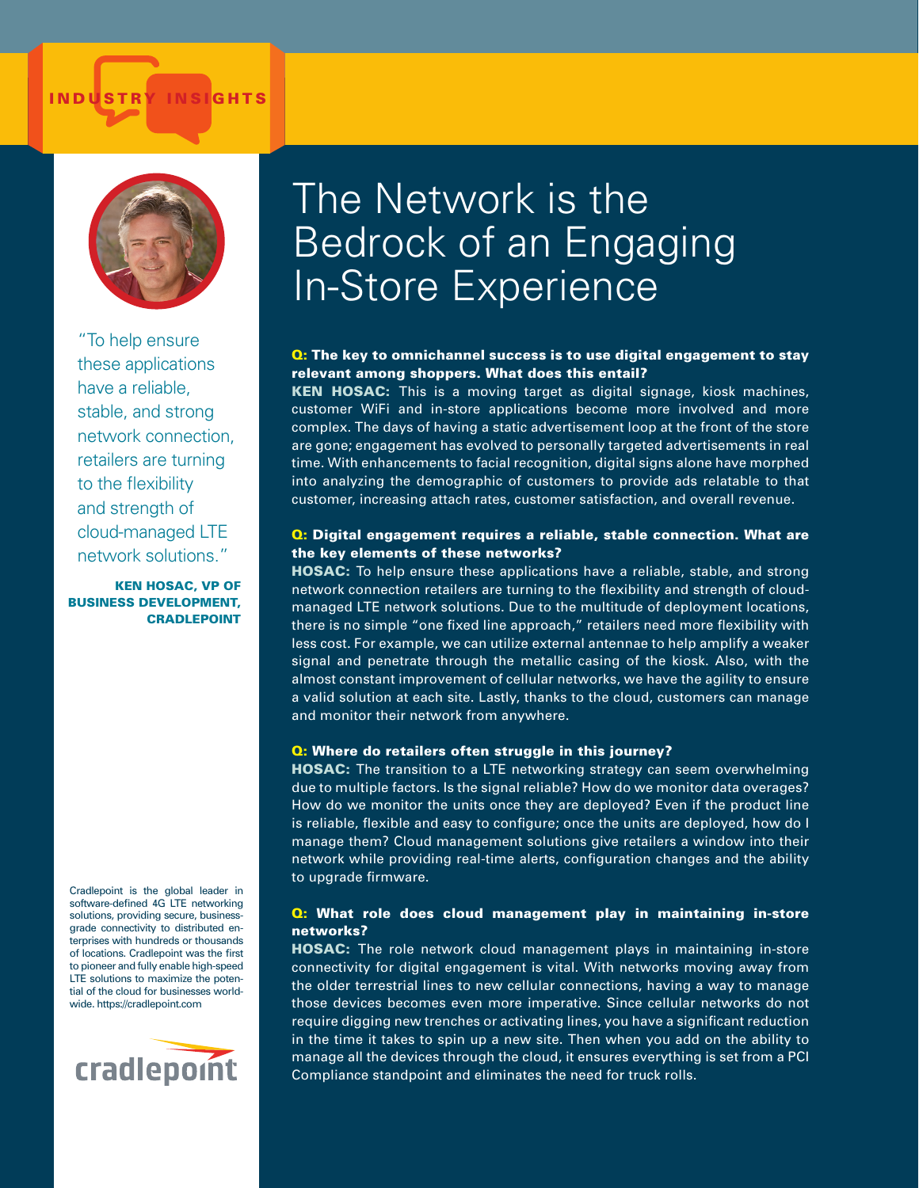INDUSTRY INSIGHTS

# The Network is the Bedrock of an Engaging In-Store Experience

"To help ensure these applications have a reliable, stable, and strong network connection, retailers are turning to the flexibility and strength of cloud-managed LTE network solutions."

**KEN HOSAC, VP OF BUSINESS DEVELOPMENT, CRADLEPOINT**

**Q: The key to omnichannel success is to use digital engagement to stay relevant among shoppers. What does this entail?**

**KEN HOSAC:** This is a moving target as digital signage, kiosk machines, customer WiFi and in-store applications become more involved and more complex. The days of having a static advertisement loop at the front of the store are gone; engagement has evolved to personally targeted advertisements in real time. With enhancements to facial recognition, digital signs alone have morphed into analyzing the demographic of customers to provide ads relatable to that customer, increasing attach rates, customer satisfaction, and overall revenue.

**Q: Digital engagement requires a reliable, stable connection. What are the key elements of these networks?**

**HOSAC:** To help ensure these applications have a reliable, stable, and strong network connection retailers are turning to the flexibility and strength of cloud-managed LTE network solutions. Due to the multitude of deployment locations, there is no simple "one fixed line approach," retailers need more flexibility with less cost. For example, we can utilize external antennae to help amplify a weaker signal and penetrate through the metallic casing of the kiosk. Also, with the almost constant improvement of cellular networks, we have the agility to ensure a valid solution at each site. Lastly, thanks to the cloud, customers can manage and monitor their network from anywhere.

**Q: Where do retailers often struggle in this journey?**

**HOSAC:** The transition to a LTE networking strategy can seem overwhelming due to multiple factors. Is the signal reliable? How do we monitor data overages? How do we monitor the units once they are deployed? Even if the product line is reliable, flexible and easy to configure; once the units are deployed, how do I manage them? Cloud management solutions give retailers a window into their network while providing real-time alerts, configuration changes and the ability to upgrade firmware.

**Q: What role does cloud management play in maintaining in-store networks?**

**HOSAC:** The role network cloud management plays in maintaining in-store connectivity for digital engagement is vital. With networks moving away from the older terrestrial lines to new cellular connections, having a way to manage those devices becomes even more imperative. Since cellular networks do not require digging new trenches or activating lines, you have a significant reduction in the time it takes to spin up a new site. Then when you add on the ability to manage all the devices through the cloud, it ensures everything is set from a PCI Compliance standpoint and eliminates the need for truck rolls.

Cradlepoint is the global leader in software-defined 4G LTE networking solutions, providing secure, business-grade connectivity to distributed enterprises with hundreds or thousands of locations. Cradlepoint was the first to pioneer and fully enable high-speed LTE solutions to maximize the potential of the cloud for businesses worldwide. https://cradlepoint.com

cradlepoint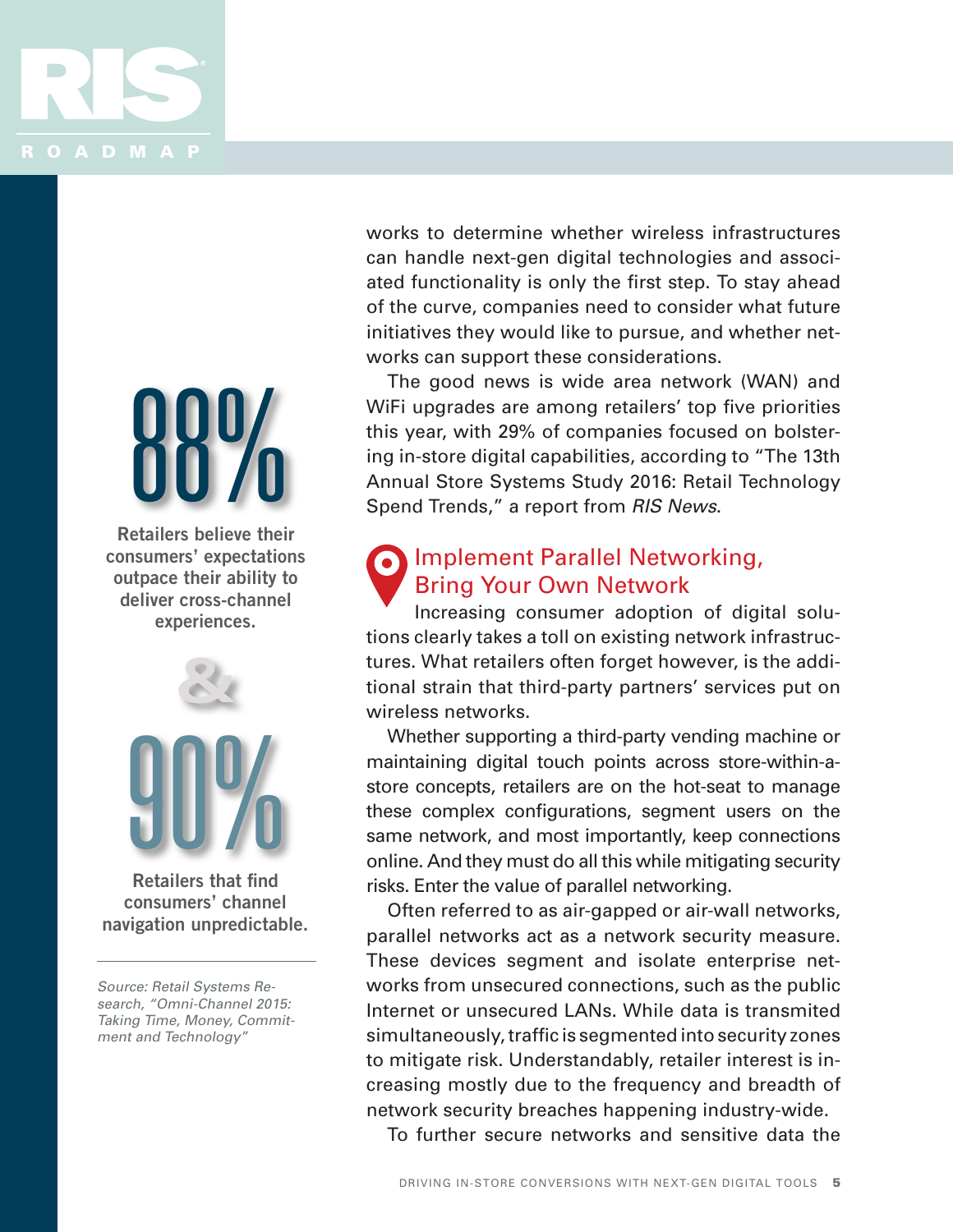works to determine whether wireless infrastructures can handle next-gen digital technologies and associated functionality is only the first step. To stay ahead of the curve, companies need to consider what future initiatives they would like to pursue, and whether networks can support these considerations.

The good news is wide area network (WAN) and WiFi upgrades are among retailers' top five priorities this year, with 29% of companies focused on bolstering in-store digital capabilities, according to "The 13th Annual Store Systems Study 2016: Retail Technology Spend Trends," a report from *RIS News*.

**88%**

**Retailers believe their consumers' expectations outpace their ability to deliver cross-channel experiences.**

**&**

**90%**

**Retailers that find consumers' channel navigation unpredictable.**

*Source: Retail Systems Research, "Omni-Channel 2015: Taking Time, Money, Commitment and Technology"*

## Implement Parallel Networking, Bring Your Own Network

Increasing consumer adoption of digital solutions clearly takes a toll on existing network infrastructures. What retailers often forget however, is the additional strain that third-party partners' services put on wireless networks.

Whether supporting a third-party vending machine or maintaining digital touch points across store-within-a-store concepts, retailers are on the hot-seat to manage these complex configurations, segment users on the same network, and most importantly, keep connections online. And they must do all this while mitigating security risks. Enter the value of parallel networking.

Often referred to as air-gapped or air-wall networks, parallel networks act as a network security measure. These devices segment and isolate enterprise networks from unsecured connections, such as the public Internet or unsecured LANs. While data is transmited simultaneously, traffic is segmented into security zones to mitigate risk. Understandably, retailer interest is increasing mostly due to the frequency and breadth of network security breaches happening industry-wide.

To further secure networks and sensitive data the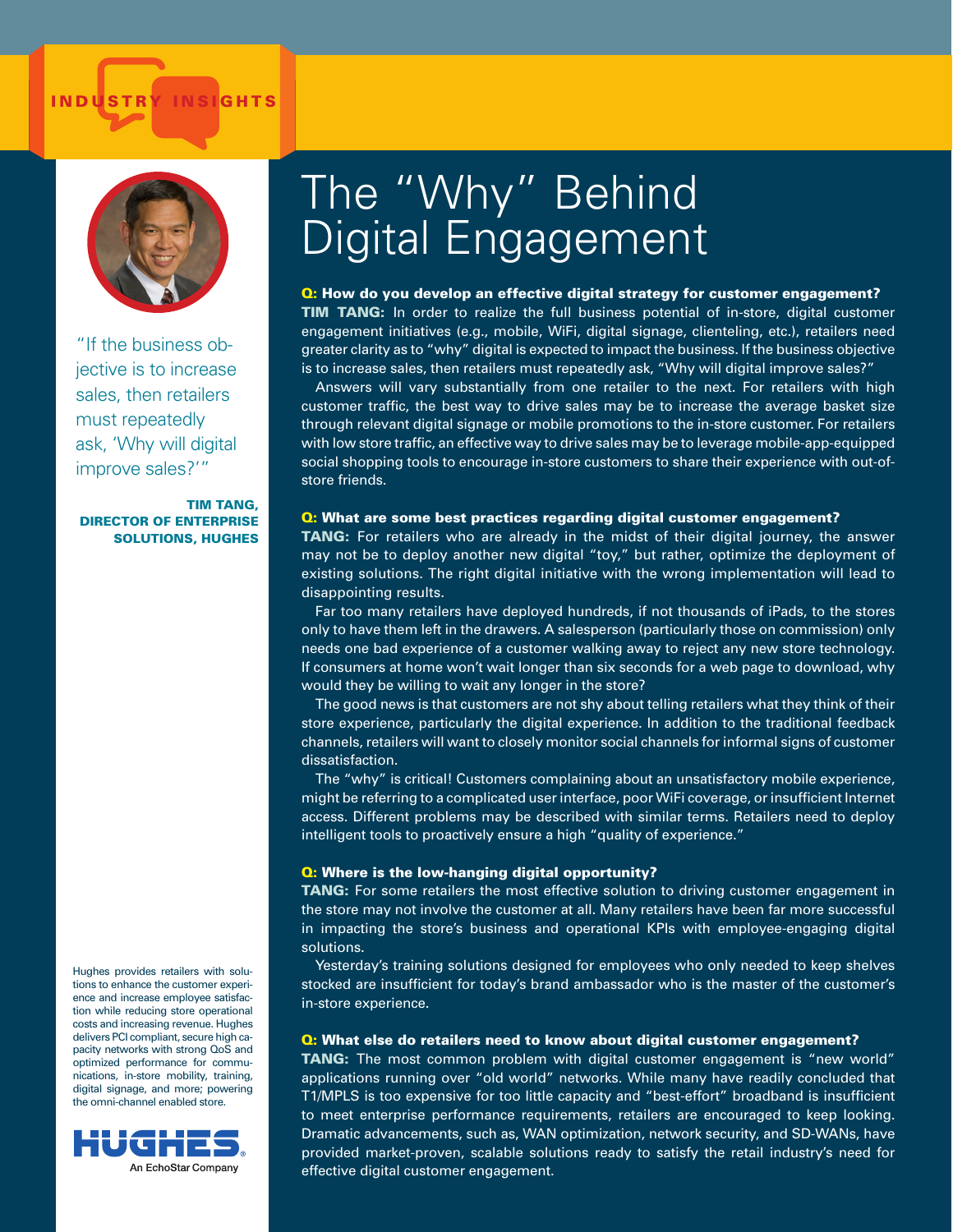INDUSTRY INSIGHTS

# The "Why" Behind Digital Engagement

"If the business objective is to increase sales, then retailers must repeatedly ask, 'Why will digital improve sales?'"

**TIM TANG, DIRECTOR OF ENTERPRISE SOLUTIONS, HUGHES**

**Q: How do you develop an effective digital strategy for customer engagement?**

**TIM TANG:** In order to realize the full business potential of in-store, digital customer engagement initiatives (e.g., mobile, WiFi, digital signage, clienteling, etc.), retailers need greater clarity as to "why" digital is expected to impact the business. If the business objective is to increase sales, then retailers must repeatedly ask, "Why will digital improve sales?"

Answers will vary substantially from one retailer to the next. For retailers with high customer traffic, the best way to drive sales may be to increase the average basket size through relevant digital signage or mobile promotions to the in-store customer. For retailers with low store traffic, an effective way to drive sales may be to leverage mobile-app-equipped social shopping tools to encourage in-store customers to share their experience with out-of-store friends.

**Q: What are some best practices regarding digital customer engagement?**

**TANG:** For retailers who are already in the midst of their digital journey, the answer may not be to deploy another new digital "toy," but rather, optimize the deployment of existing solutions. The right digital initiative with the wrong implementation will lead to disappointing results.

Far too many retailers have deployed hundreds, if not thousands of iPads, to the stores only to have them left in the drawers. A salesperson (particularly those on commission) only needs one bad experience of a customer walking away to reject any new store technology. If consumers at home won't wait longer than six seconds for a web page to download, why would they be willing to wait any longer in the store?

The good news is that customers are not shy about telling retailers what they think of their store experience, particularly the digital experience. In addition to the traditional feedback channels, retailers will want to closely monitor social channels for informal signs of customer dissatisfaction.

The "why" is critical! Customers complaining about an unsatisfactory mobile experience, might be referring to a complicated user interface, poor WiFi coverage, or insufficient Internet access. Different problems may be described with similar terms. Retailers need to deploy intelligent tools to proactively ensure a high "quality of experience."

**Q: Where is the low-hanging digital opportunity?**

**TANG:** For some retailers the most effective solution to driving customer engagement in the store may not involve the customer at all. Many retailers have been far more successful in impacting the store's business and operational KPIs with employee-engaging digital solutions.

Yesterday's training solutions designed for employees who only needed to keep shelves stocked are insufficient for today's brand ambassador who is the master of the customer's in-store experience.

**Q: What else do retailers need to know about digital customer engagement?**

**TANG:** The most common problem with digital customer engagement is "new world" applications running over "old world" networks. While many have readily concluded that T1/MPLS is too expensive for too little capacity and "best-effort" broadband is insufficient to meet enterprise performance requirements, retailers are encouraged to keep looking. Dramatic advancements, such as, WAN optimization, network security, and SD-WANs, have provided market-proven, scalable solutions ready to satisfy the retail industry's need for effective digital customer engagement.

Hughes provides retailers with solutions to enhance the customer experience and increase employee satisfaction while reducing store operational costs and increasing revenue. Hughes delivers PCI compliant, secure high capacity networks with strong QoS and optimized performance for communications, in-store mobility, training, digital signage, and more; powering the omni-channel enabled store.

HUGHES®
An EchoStar Company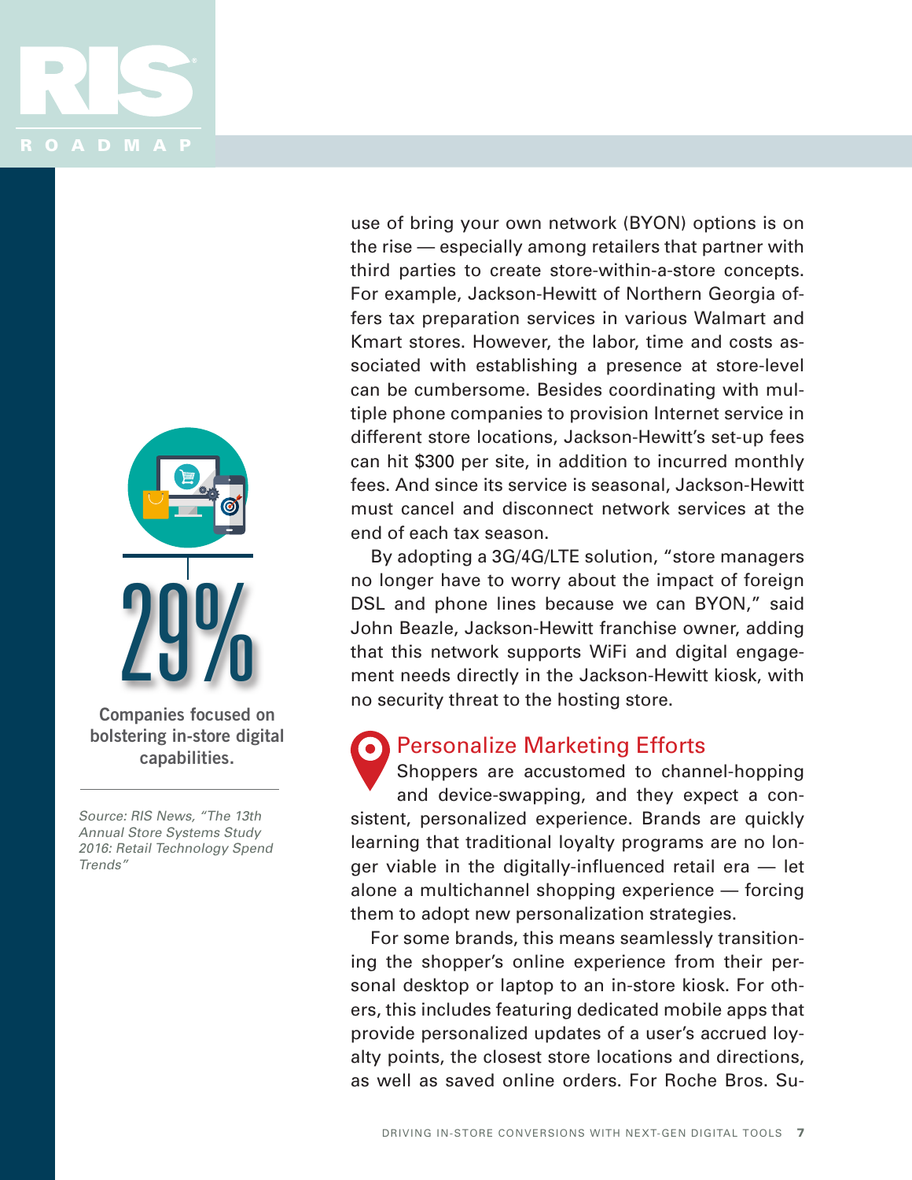use of bring your own network (BYON) options is on the rise — especially among retailers that partner with third parties to create store-within-a-store concepts. For example, Jackson-Hewitt of Northern Georgia offers tax preparation services in various Walmart and Kmart stores. However, the labor, time and costs associated with establishing a presence at store-level can be cumbersome. Besides coordinating with multiple phone companies to provision Internet service in different store locations, Jackson-Hewitt's set-up fees can hit $300 per site, in addition to incurred monthly fees. And since its service is seasonal, Jackson-Hewitt must cancel and disconnect network services at the end of each tax season.

By adopting a 3G/4G/LTE solution, "store managers no longer have to worry about the impact of foreign DSL and phone lines because we can BYON," said John Beazle, Jackson-Hewitt franchise owner, adding that this network supports WiFi and digital engagement needs directly in the Jackson-Hewitt kiosk, with no security threat to the hosting store.

**29%**

**Companies focused on bolstering in-store digital capabilities.**

*Source: RIS News, "The 13th Annual Store Systems Study 2016: Retail Technology Spend Trends"*

## Personalize Marketing Efforts

Shoppers are accustomed to channel-hopping and device-swapping, and they expect a consistent, personalized experience. Brands are quickly learning that traditional loyalty programs are no longer viable in the digitally-influenced retail era — let alone a multichannel shopping experience — forcing them to adopt new personalization strategies.

For some brands, this means seamlessly transitioning the shopper's online experience from their personal desktop or laptop to an in-store kiosk. For others, this includes featuring dedicated mobile apps that provide personalized updates of a user's accrued loyalty points, the closest store locations and directions, as well as saved online orders. For Roche Bros. Su-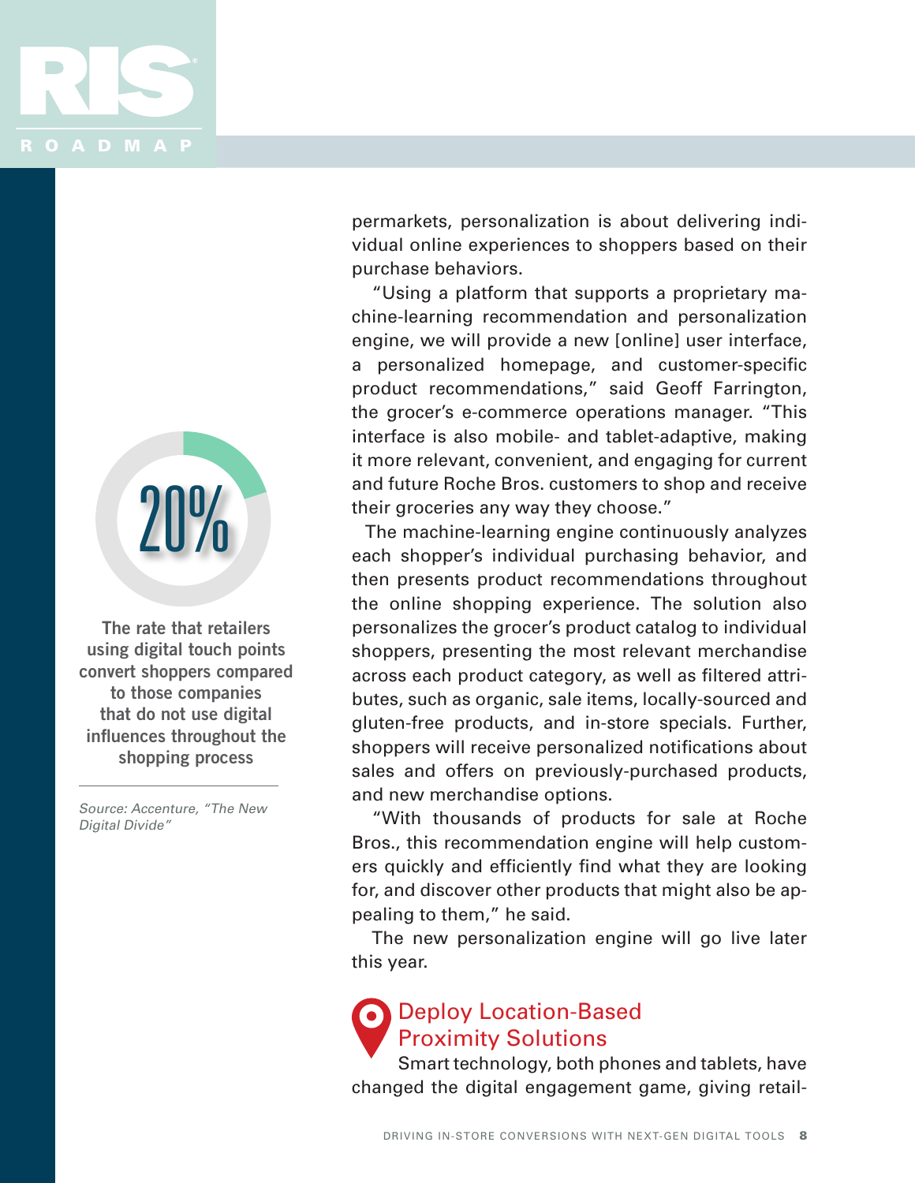permarkets, personalization is about delivering individual online experiences to shoppers based on their purchase behaviors.

"Using a platform that supports a proprietary machine-learning recommendation and personalization engine, we will provide a new [online] user interface, a personalized homepage, and customer-specific product recommendations," said Geoff Farrington, the grocer's e-commerce operations manager. "This interface is also mobile- and tablet-adaptive, making it more relevant, convenient, and engaging for current and future Roche Bros. customers to shop and receive their groceries any way they choose."

The machine-learning engine continuously analyzes each shopper's individual purchasing behavior, and then presents product recommendations throughout the online shopping experience. The solution also personalizes the grocer's product catalog to individual shoppers, presenting the most relevant merchandise across each product category, as well as filtered attributes, such as organic, sale items, locally-sourced and gluten-free products, and in-store specials. Further, shoppers will receive personalized notifications about sales and offers on previously-purchased products, and new merchandise options.

"With thousands of products for sale at Roche Bros., this recommendation engine will help customers quickly and efficiently find what they are looking for, and discover other products that might also be appealing to them," he said.

The new personalization engine will go live later this year.

**20%**

**The rate that retailers using digital touch points convert shoppers compared to those companies that do not use digital influences throughout the shopping process**

*Source: Accenture, "The New Digital Divide"*

## Deploy Location-Based Proximity Solutions

Smart technology, both phones and tablets, have changed the digital engagement game, giving retail-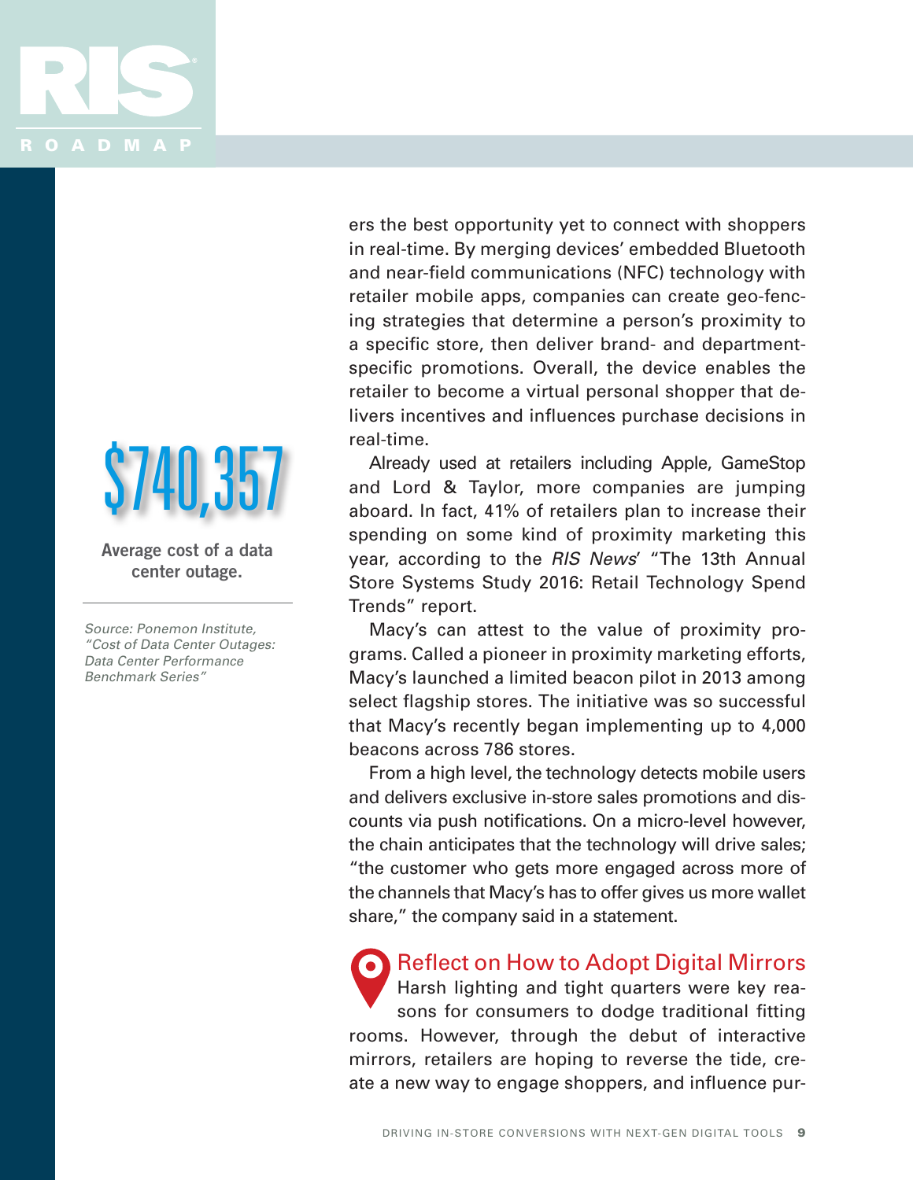ers the best opportunity yet to connect with shoppers in real-time. By merging devices' embedded Bluetooth and near-field communications (NFC) technology with retailer mobile apps, companies can create geo-fencing strategies that determine a person's proximity to a specific store, then deliver brand- and department-specific promotions. Overall, the device enables the retailer to become a virtual personal shopper that delivers incentives and influences purchase decisions in real-time.

Already used at retailers including Apple, GameStop and Lord & Taylor, more companies are jumping aboard. In fact, 41% of retailers plan to increase their spending on some kind of proximity marketing this year, according to the *RIS News*' "The 13th Annual Store Systems Study 2016: Retail Technology Spend Trends" report.

Macy's can attest to the value of proximity programs. Called a pioneer in proximity marketing efforts, Macy's launched a limited beacon pilot in 2013 among select flagship stores. The initiative was so successful that Macy's recently began implementing up to 4,000 beacons across 786 stores.

From a high level, the technology detects mobile users and delivers exclusive in-store sales promotions and discounts via push notifications. On a micro-level however, the chain anticipates that the technology will drive sales; "the customer who gets more engaged across more of the channels that Macy's has to offer gives us more wallet share," the company said in a statement.

**$740,357**

**Average cost of a data center outage.**

*Source: Ponemon Institute, "Cost of Data Center Outages: Data Center Performance Benchmark Series"*

## Reflect on How to Adopt Digital Mirrors

Harsh lighting and tight quarters were key reasons for consumers to dodge traditional fitting rooms. However, through the debut of interactive mirrors, retailers are hoping to reverse the tide, create a new way to engage shoppers, and influence pur-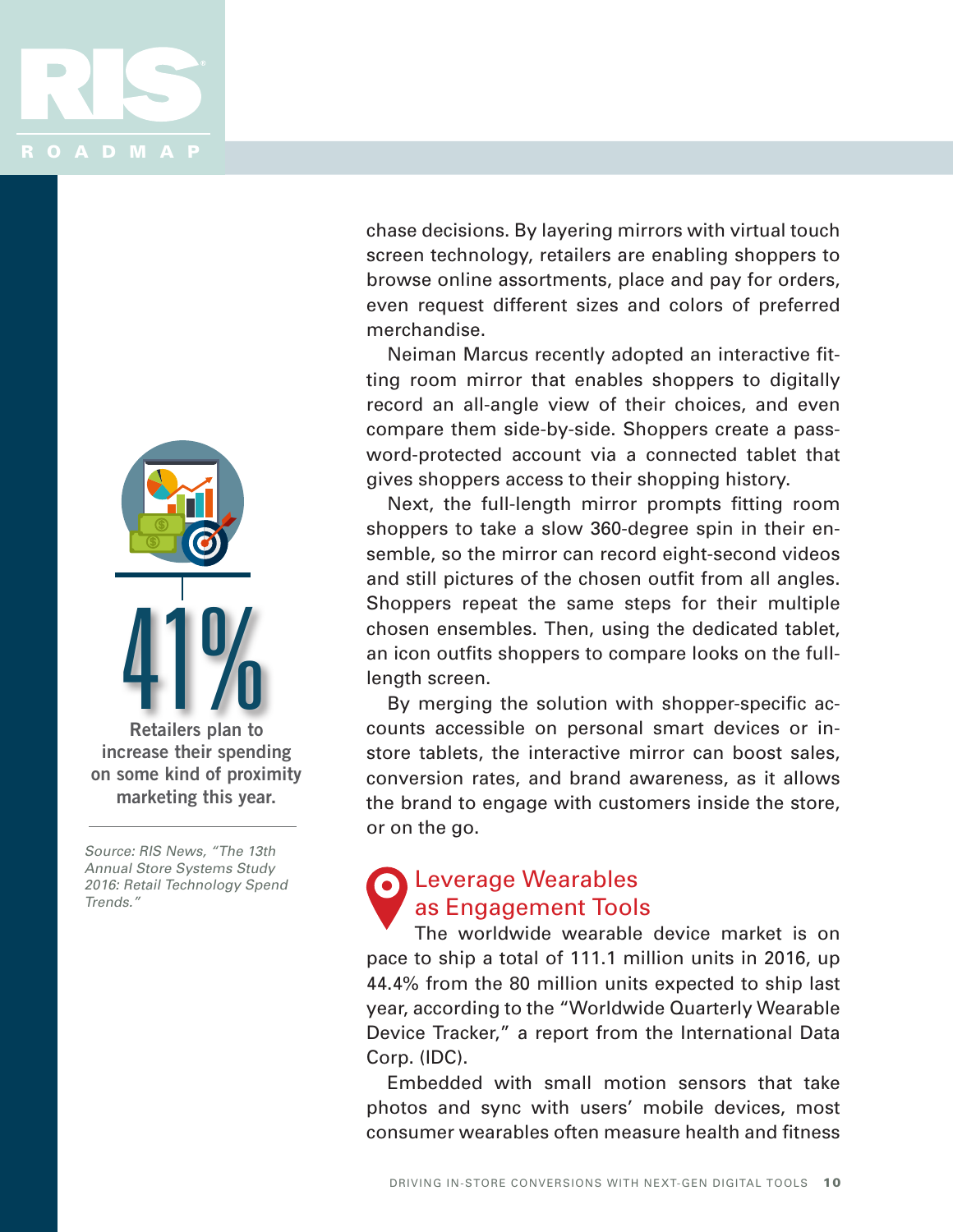chase decisions. By layering mirrors with virtual touch screen technology, retailers are enabling shoppers to browse online assortments, place and pay for orders, even request different sizes and colors of preferred merchandise.

Neiman Marcus recently adopted an interactive fitting room mirror that enables shoppers to digitally record an all-angle view of their choices, and even compare them side-by-side. Shoppers create a password-protected account via a connected tablet that gives shoppers access to their shopping history.

Next, the full-length mirror prompts fitting room shoppers to take a slow 360-degree spin in their ensemble, so the mirror can record eight-second videos and still pictures of the chosen outfit from all angles. Shoppers repeat the same steps for their multiple chosen ensembles. Then, using the dedicated tablet, an icon outfits shoppers to compare looks on the full-length screen.

By merging the solution with shopper-specific accounts accessible on personal smart devices or in-store tablets, the interactive mirror can boost sales, conversion rates, and brand awareness, as it allows the brand to engage with customers inside the store, or on the go.

**41%**

**Retailers plan to increase their spending on some kind of proximity marketing this year.**

*Source: RIS News, "The 13th Annual Store Systems Study 2016: Retail Technology Spend Trends."*

## Leverage Wearables as Engagement Tools

The worldwide wearable device market is on pace to ship a total of 111.1 million units in 2016, up 44.4% from the 80 million units expected to ship last year, according to the "Worldwide Quarterly Wearable Device Tracker," a report from the International Data Corp. (IDC).

Embedded with small motion sensors that take photos and sync with users' mobile devices, most consumer wearables often measure health and fitness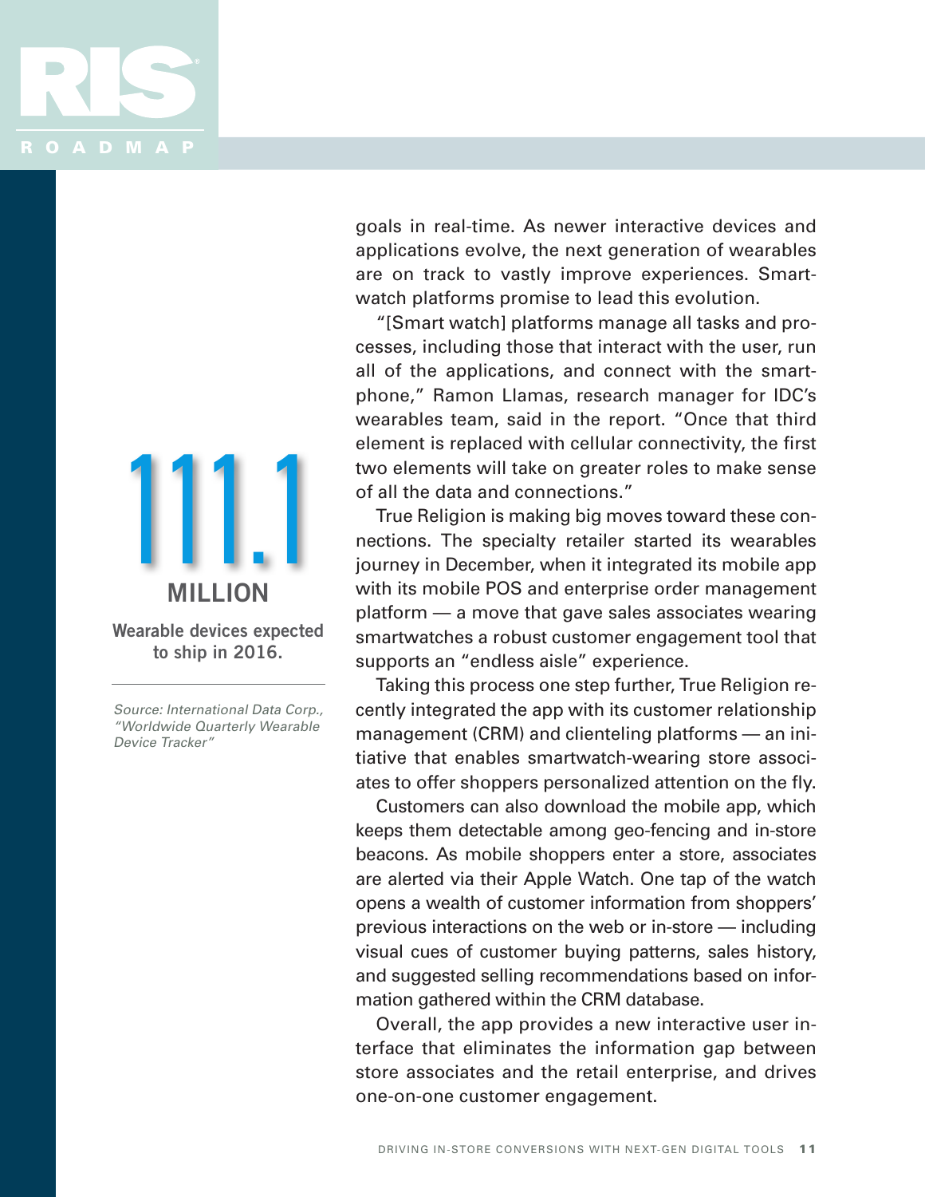**111.1 MILLION**

**Wearable devices expected to ship in 2016.**

*Source: International Data Corp., "Worldwide Quarterly Wearable Device Tracker"*

goals in real-time. As newer interactive devices and applications evolve, the next generation of wearables are on track to vastly improve experiences. Smartwatch platforms promise to lead this evolution.

"[Smart watch] platforms manage all tasks and processes, including those that interact with the user, run all of the applications, and connect with the smartphone," Ramon Llamas, research manager for IDC's wearables team, said in the report. "Once that third element is replaced with cellular connectivity, the first two elements will take on greater roles to make sense of all the data and connections."

True Religion is making big moves toward these connections. The specialty retailer started its wearables journey in December, when it integrated its mobile app with its mobile POS and enterprise order management platform — a move that gave sales associates wearing smartwatches a robust customer engagement tool that supports an "endless aisle" experience.

Taking this process one step further, True Religion recently integrated the app with its customer relationship management (CRM) and clienteling platforms — an initiative that enables smartwatch-wearing store associates to offer shoppers personalized attention on the fly.

Customers can also download the mobile app, which keeps them detectable among geo-fencing and in-store beacons. As mobile shoppers enter a store, associates are alerted via their Apple Watch. One tap of the watch opens a wealth of customer information from shoppers' previous interactions on the web or in-store — including visual cues of customer buying patterns, sales history, and suggested selling recommendations based on information gathered within the CRM database.

Overall, the app provides a new interactive user interface that eliminates the information gap between store associates and the retail enterprise, and drives one-on-one customer engagement.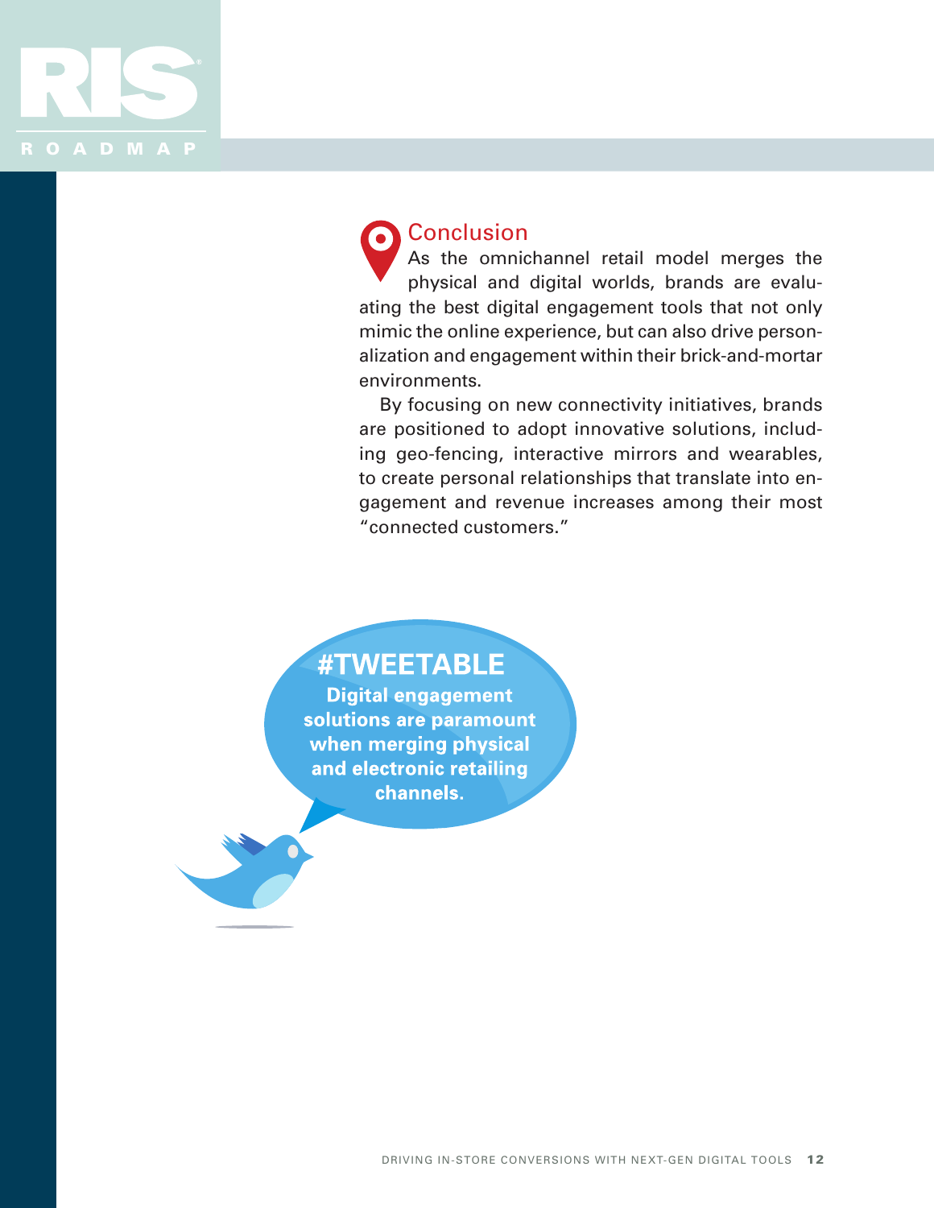## Conclusion

As the omnichannel retail model merges the physical and digital worlds, brands are evaluating the best digital engagement tools that not only mimic the online experience, but can also drive personalization and engagement within their brick-and-mortar environments.

By focusing on new connectivity initiatives, brands are positioned to adopt innovative solutions, including geo-fencing, interactive mirrors and wearables, to create personal relationships that translate into engagement and revenue increases among their most "connected customers."

**#TWEETABLE**

**Digital engagement solutions are paramount when merging physical and electronic retailing channels.**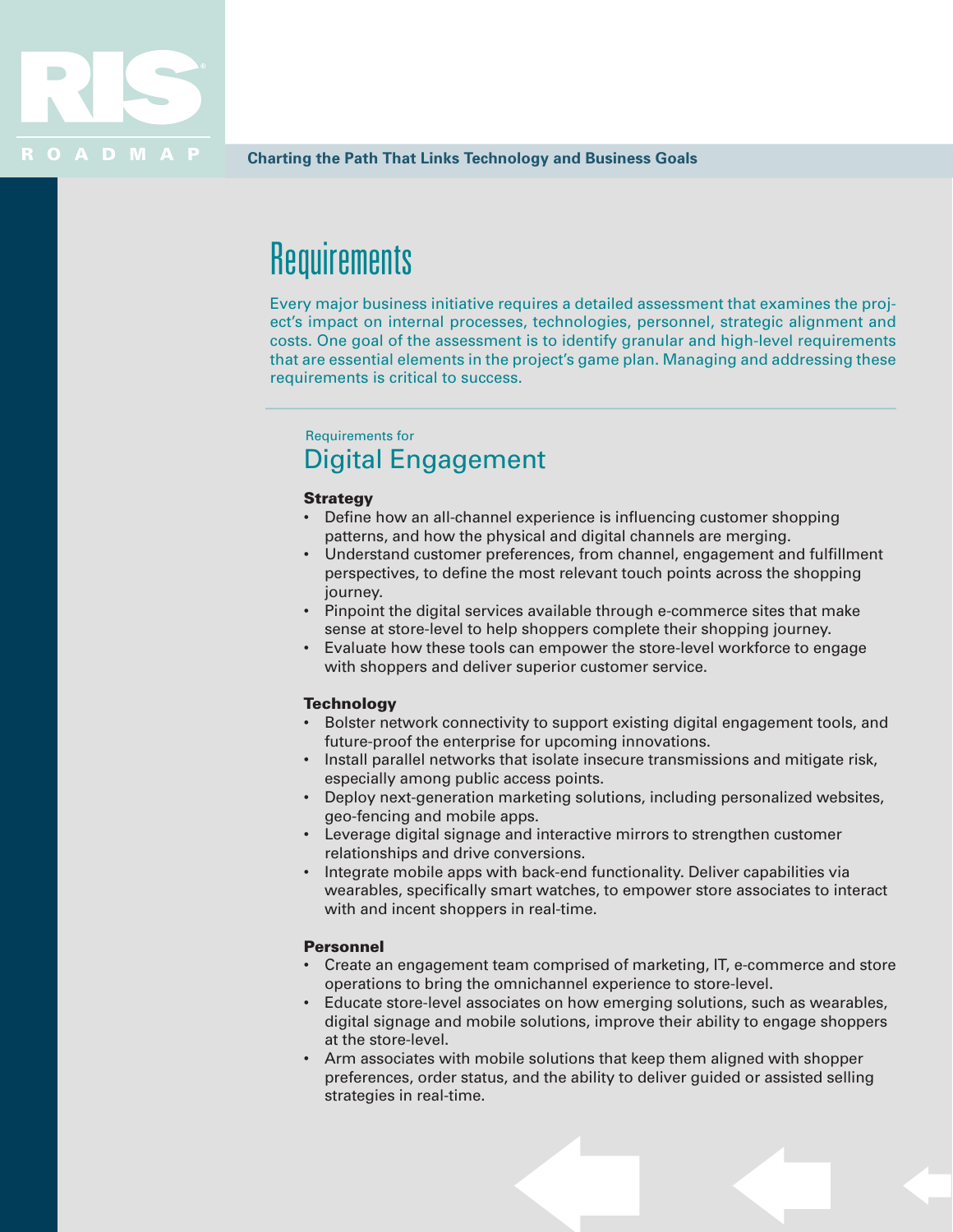# Requirements

Every major business initiative requires a detailed assessment that examines the project's impact on internal processes, technologies, personnel, strategic alignment and costs. One goal of the assessment is to identify granular and high-level requirements that are essential elements in the project's game plan. Managing and addressing these requirements is critical to success.

Requirements for

## Digital Engagement

**Strategy**

- Define how an all-channel experience is influencing customer shopping patterns, and how the physical and digital channels are merging.
- Understand customer preferences, from channel, engagement and fulfillment perspectives, to define the most relevant touch points across the shopping journey.
- Pinpoint the digital services available through e-commerce sites that make sense at store-level to help shoppers complete their shopping journey.
- Evaluate how these tools can empower the store-level workforce to engage with shoppers and deliver superior customer service.

**Technology**

- Bolster network connectivity to support existing digital engagement tools, and future-proof the enterprise for upcoming innovations.
- Install parallel networks that isolate insecure transmissions and mitigate risk, especially among public access points.
- Deploy next-generation marketing solutions, including personalized websites, geo-fencing and mobile apps.
- Leverage digital signage and interactive mirrors to strengthen customer relationships and drive conversions.
- Integrate mobile apps with back-end functionality. Deliver capabilities via wearables, specifically smart watches, to empower store associates to interact with and incent shoppers in real-time.

**Personnel**

- Create an engagement team comprised of marketing, IT, e-commerce and store operations to bring the omnichannel experience to store-level.
- Educate store-level associates on how emerging solutions, such as wearables, digital signage and mobile solutions, improve their ability to engage shoppers at the store-level.
- Arm associates with mobile solutions that keep them aligned with shopper preferences, order status, and the ability to deliver guided or assisted selling strategies in real-time.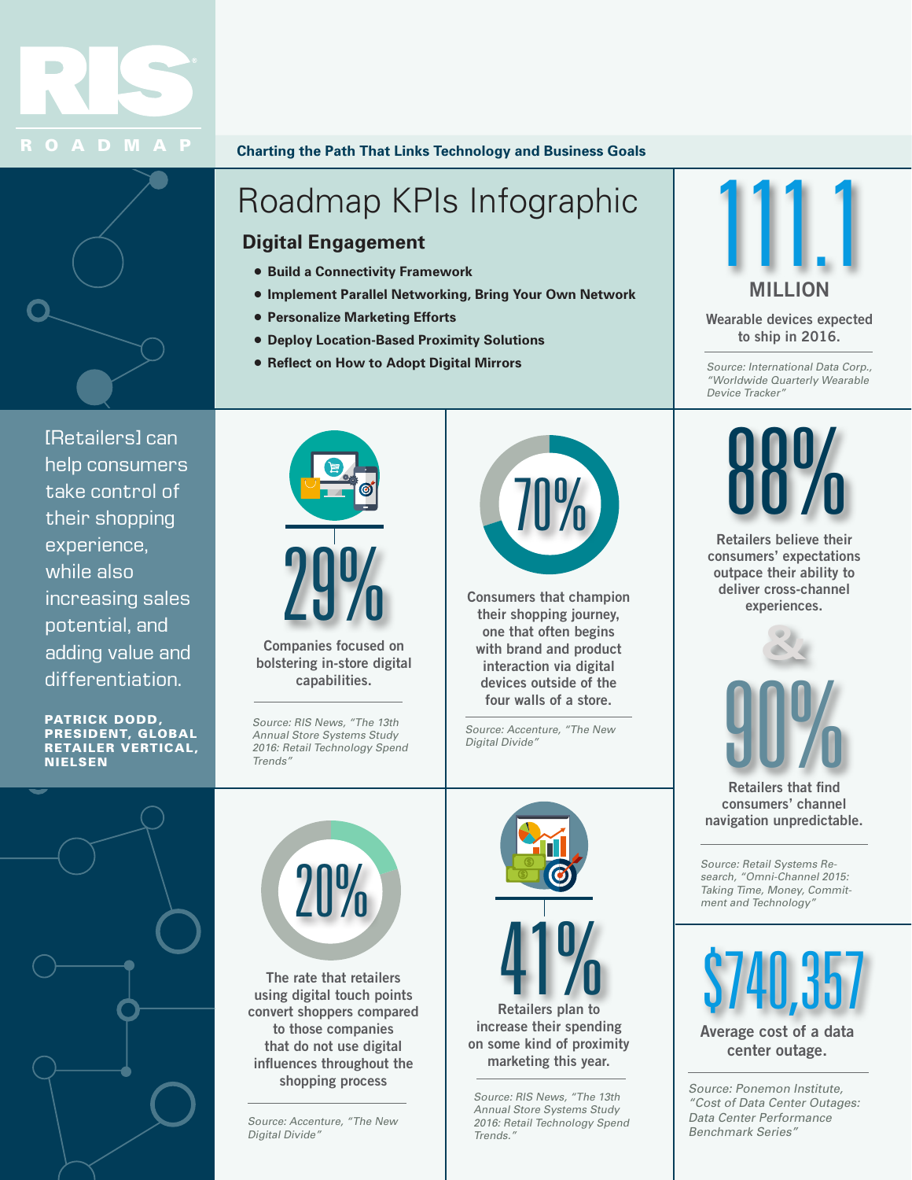# RIS ROADMAP

**Charting the Path That Links Technology and Business Goals**

## Roadmap KPIs Infographic

### Digital Engagement

- **Build a Connectivity Framework**
- **Implement Parallel Networking, Bring Your Own Network**
- **Personalize Marketing Efforts**
- **Deploy Location-Based Proximity Solutions**
- **Reflect on How to Adopt Digital Mirrors**

**111.1 MILLION**

Wearable devices expected to ship in 2016.

*Source: International Data Corp., "Worldwide Quarterly Wearable Device Tracker"*

[Retailers] can help consumers take control of their shopping experience, while also increasing sales potential, and adding value and differentiation.

**PATRICK DODD, PRESIDENT, GLOBAL RETAILER VERTICAL, NIELSEN**

**29%**

Companies focused on bolstering in-store digital capabilities.

*Source: RIS News, "The 13th Annual Store Systems Study 2016: Retail Technology Spend Trends"*

**70%**

Consumers that champion their shopping journey, one that often begins with brand and product interaction via digital devices outside of the four walls of a store.

*Source: Accenture, "The New Digital Divide"*

**88%**

Retailers believe their consumers' expectations outpace their ability to deliver cross-channel experiences.

&

**90%**

Retailers that find consumers' channel navigation unpredictable.

*Source: Retail Systems Research, "Omni-Channel 2015: Taking Time, Money, Commitment and Technology"*

**20%**

The rate that retailers using digital touch points convert shoppers compared to those companies that do not use digital influences throughout the shopping process

*Source: Accenture, "The New Digital Divide"*

**41%**

Retailers plan to increase their spending on some kind of proximity marketing this year.

*Source: RIS News, "The 13th Annual Store Systems Study 2016: Retail Technology Spend Trends."*

**$740,357**

Average cost of a data center outage.

*Source: Ponemon Institute, "Cost of Data Center Outages: Data Center Performance Benchmark Series"*